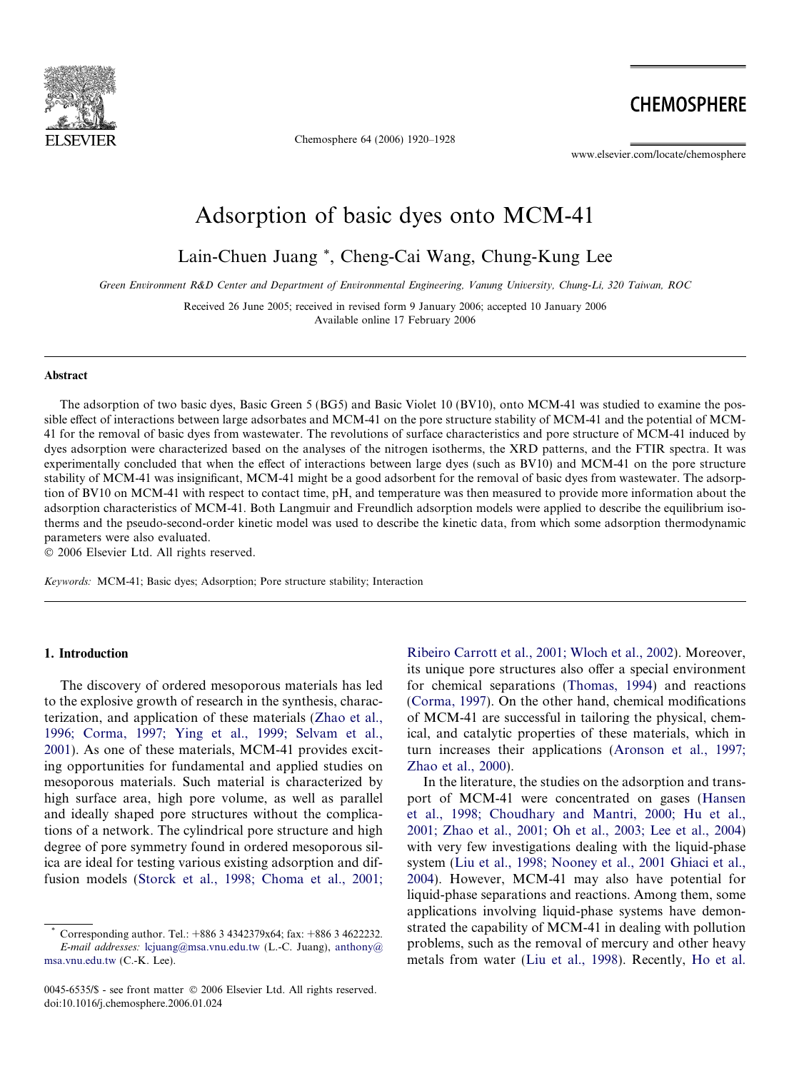# Adsorption of basic dyes onto MCM-41

Lain-Chuen Juang *, Cheng-Cai Wang, Chung-Kung Lee

*Green Environment R&D Center and Department of Environmental Engineering, Vanung University, Chung-Li, 320 Taiwan, ROC*

Received 26 June 2005; received in revised form 9 January 2006; accepted 10 January 2006
Available online 17 February 2006

## Abstract

The adsorption of two basic dyes, Basic Green 5 (BG5) and Basic Violet 10 (BV10), onto MCM-41 was studied to examine the possible effect of interactions between large adsorbates and MCM-41 on the pore structure stability of MCM-41 and the potential of MCM-41 for the removal of basic dyes from wastewater. The revolutions of surface characteristics and pore structure of MCM-41 induced by dyes adsorption were characterized based on the analyses of the nitrogen isotherms, the XRD patterns, and the FTIR spectra. It was experimentally concluded that when the effect of interactions between large dyes (such as BV10) and MCM-41 on the pore structure stability of MCM-41 was insignificant, MCM-41 might be a good adsorbent for the removal of basic dyes from wastewater. The adsorption of BV10 on MCM-41 with respect to contact time, pH, and temperature was then measured to provide more information about the adsorption characteristics of MCM-41. Both Langmuir and Freundlich adsorption models were applied to describe the equilibrium isotherms and the pseudo-second-order kinetic model was used to describe the kinetic data, from which some adsorption thermodynamic parameters were also evaluated.

© 2006 Elsevier Ltd. All rights reserved.

*Keywords:* MCM-41; Basic dyes; Adsorption; Pore structure stability; Interaction

## 1. Introduction

The discovery of ordered mesoporous materials has led to the explosive growth of research in the synthesis, characterization, and application of these materials (Zhao et al., 1996; Corma, 1997; Ying et al., 1999; Selvam et al., 2001). As one of these materials, MCM-41 provides exciting opportunities for fundamental and applied studies on mesoporous materials. Such material is characterized by high surface area, high pore volume, as well as parallel and ideally shaped pore structures without the complications of a network. The cylindrical pore structure and high degree of pore symmetry found in ordered mesoporous silica are ideal for testing various existing adsorption and diffusion models (Storck et al., 1998; Choma et al., 2001; Ribeiro Carrott et al., 2001; Wloch et al., 2002). Moreover, its unique pore structures also offer a special environment for chemical separations (Thomas, 1994) and reactions (Corma, 1997). On the other hand, chemical modifications of MCM-41 are successful in tailoring the physical, chemical, and catalytic properties of these materials, which in turn increases their applications (Aronson et al., 1997; Zhao et al., 2000).

In the literature, the studies on the adsorption and transport of MCM-41 were concentrated on gases (Hansen et al., 1998; Choudhary and Mantri, 2000; Hu et al., 2001; Zhao et al., 2001; Oh et al., 2003; Lee et al., 2004) with very few investigations dealing with the liquid-phase system (Liu et al., 1998; Nooney et al., 2001 Ghiaci et al., 2004). However, MCM-41 may also have potential for liquid-phase separations and reactions. Among them, some applications involving liquid-phase systems have demonstrated the capability of MCM-41 in dealing with pollution problems, such as the removal of mercury and other heavy metals from water (Liu et al., 1998). Recently, Ho et al.

* Corresponding author. Tel.: +886 3 4342379x64; fax: +886 3 4622232.
*E-mail addresses:* lcjuang@msa.vnu.edu.tw (L.-C. Juang), anthony@msa.vnu.edu.tw (C.-K. Lee).

0045-6535/$ - see front matter © 2006 Elsevier Ltd. All rights reserved.
doi:10.1016/j.chemosphere.2006.01.024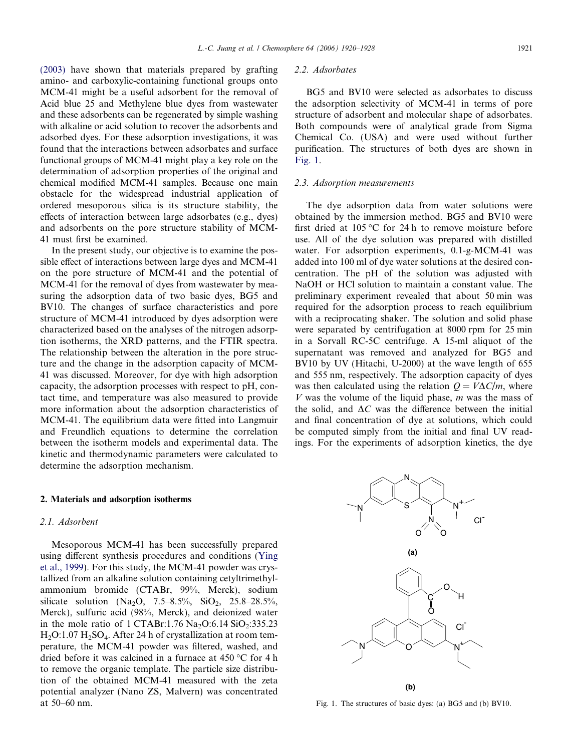(2003) have shown that materials prepared by grafting amino- and carboxylic-containing functional groups onto MCM-41 might be a useful adsorbent for the removal of Acid blue 25 and Methylene blue dyes from wastewater and these adsorbents can be regenerated by simple washing with alkaline or acid solution to recover the adsorbents and adsorbed dyes. For these adsorption investigations, it was found that the interactions between adsorbates and surface functional groups of MCM-41 might play a key role on the determination of adsorption properties of the original and chemical modified MCM-41 samples. Because one main obstacle for the widespread industrial application of ordered mesoporous silica is its structure stability, the effects of interaction between large adsorbates (e.g., dyes) and adsorbents on the pore structure stability of MCM-41 must first be examined.

In the present study, our objective is to examine the possible effect of interactions between large dyes and MCM-41 on the pore structure of MCM-41 and the potential of MCM-41 for the removal of dyes from wastewater by measuring the adsorption data of two basic dyes, BG5 and BV10. The changes of surface characteristics and pore structure of MCM-41 introduced by dyes adsorption were characterized based on the analyses of the nitrogen adsorption isotherms, the XRD patterns, and the FTIR spectra. The relationship between the alteration in the pore structure and the change in the adsorption capacity of MCM-41 was discussed. Moreover, for dye with high adsorption capacity, the adsorption processes with respect to pH, contact time, and temperature was also measured to provide more information about the adsorption characteristics of MCM-41. The equilibrium data were fitted into Langmuir and Freundlich equations to determine the correlation between the isotherm models and experimental data. The kinetic and thermodynamic parameters were calculated to determine the adsorption mechanism.

## 2. Materials and adsorption isotherms

### 2.1. Adsorbent

Mesoporous MCM-41 has been successfully prepared using different synthesis procedures and conditions (Ying et al., 1999). For this study, the MCM-41 powder was crystallized from an alkaline solution containing cetyltrimethylammonium bromide (CTABr, 99%, Merck), sodium silicate solution ($Na_2O$, 7.5–8.5%, $SiO_2$, 25.8–28.5%, Merck), sulfuric acid (98%, Merck), and deionized water in the mole ratio of 1 CTABr:1.76 $Na_2O$:6.14 $SiO_2$:335.23 $H_2O$:1.07 $H_2SO_4$. After 24 h of crystallization at room temperature, the MCM-41 powder was filtered, washed, and dried before it was calcined in a furnace at 450 °C for 4 h to remove the organic template. The particle size distribution of the obtained MCM-41 measured with the zeta potential analyzer (Nano ZS, Malvern) was concentrated at 50–60 nm.

### 2.2. Adsorbates

BG5 and BV10 were selected as adsorbates to discuss the adsorption selectivity of MCM-41 in terms of pore structure of adsorbent and molecular shape of adsorbates. Both compounds were of analytical grade from Sigma Chemical Co. (USA) and were used without further purification. The structures of both dyes are shown in Fig. 1.

### 2.3. Adsorption measurements

The dye adsorption data from water solutions were obtained by the immersion method. BG5 and BV10 were first dried at 105 °C for 24 h to remove moisture before use. All of the dye solution was prepared with distilled water. For adsorption experiments, 0.1-g-MCM-41 was added into 100 ml of dye water solutions at the desired concentration. The pH of the solution was adjusted with NaOH or HCl solution to maintain a constant value. The preliminary experiment revealed that about 50 min was required for the adsorption process to reach equilibrium with a reciprocating shaker. The solution and solid phase were separated by centrifugation at 8000 rpm for 25 min in a Sorvall RC-5C centrifuge. A 15-ml aliquot of the supernatant was removed and analyzed for BG5 and BV10 by UV (Hitachi, U-2000) at the wave length of 655 and 555 nm, respectively. The adsorption capacity of dyes was then calculated using the relation $Q = V\Delta C/m$, where $V$ was the volume of the liquid phase, $m$ was the mass of the solid, and $\Delta C$ was the difference between the initial and final concentration of dye at solutions, which could be computed simply from the initial and final UV readings. For the experiments of adsorption kinetics, the dye

Fig. 1. The structures of basic dyes: (a) BG5 and (b) BV10.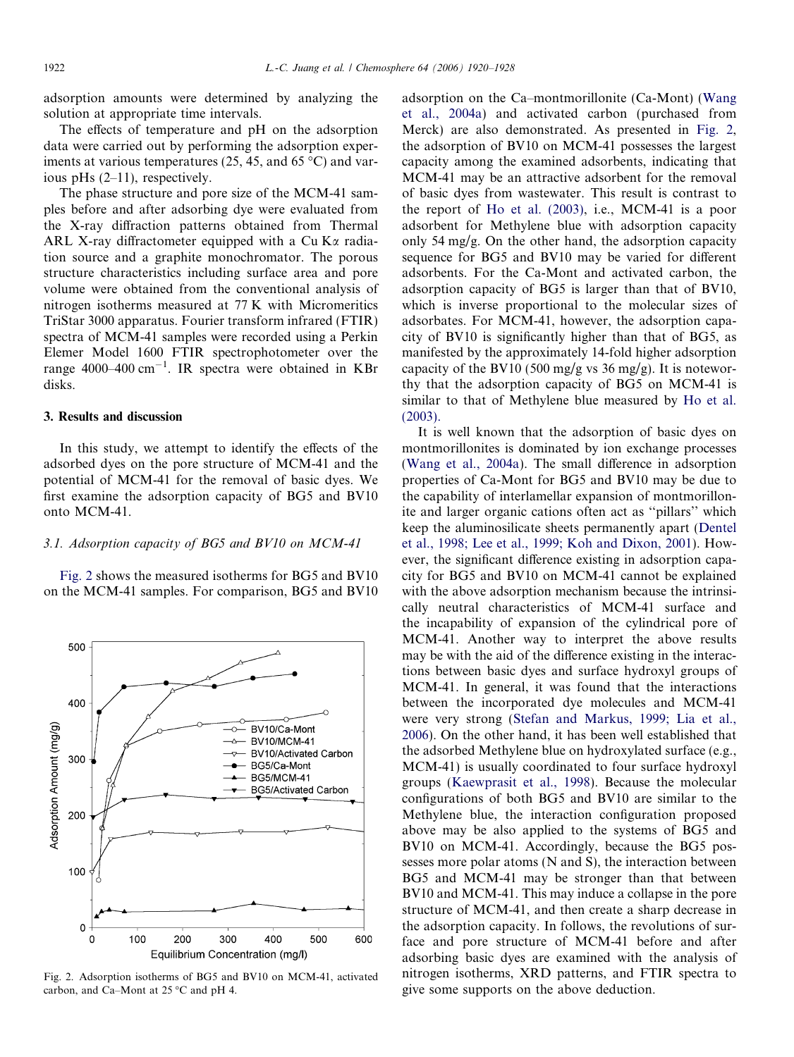adsorption amounts were determined by analyzing the solution at appropriate time intervals.

The effects of temperature and pH on the adsorption data were carried out by performing the adsorption experiments at various temperatures (25, 45, and 65 °C) and various pHs (2–11), respectively.

The phase structure and pore size of the MCM-41 samples before and after adsorbing dye were evaluated from the X-ray diffraction patterns obtained from Thermal ARL X-ray diffractometer equipped with a Cu Kα radiation source and a graphite monochromator. The porous structure characteristics including surface area and pore volume were obtained from the conventional analysis of nitrogen isotherms measured at 77 K with Micromeritics TriStar 3000 apparatus. Fourier transform infrared (FTIR) spectra of MCM-41 samples were recorded using a Perkin Elmer Model 1600 FTIR spectrophotometer over the range 4000–400 $cm^{-1}$. IR spectra were obtained in KBr disks.

## 3. Results and discussion

In this study, we attempt to identify the effects of the adsorbed dyes on the pore structure of MCM-41 and the potential of MCM-41 for the removal of basic dyes. We first examine the adsorption capacity of BG5 and BV10 onto MCM-41.

### 3.1. Adsorption capacity of BG5 and BV10 on MCM-41

Fig. 2 shows the measured isotherms for BG5 and BV10 on the MCM-41 samples. For comparison, BG5 and BV10 adsorption on the Ca–montmorillonite (Ca-Mont) (Wang et al., 2004a) and activated carbon (purchased from Merck) are also demonstrated. As presented in Fig. 2, the adsorption of BV10 on MCM-41 possesses the largest capacity among the examined adsorbents, indicating that MCM-41 may be an attractive adsorbent for the removal of basic dyes from wastewater. This result is contrast to the report of Ho et al. (2003), i.e., MCM-41 is a poor adsorbent for Methylene blue with adsorption capacity only 54 mg/g. On the other hand, the adsorption capacity sequence for BG5 and BV10 may be varied for different adsorbents. For the Ca-Mont and activated carbon, the adsorption capacity of BG5 is larger than that of BV10, which is inverse proportional to the molecular sizes of adsorbates. For MCM-41, however, the adsorption capacity of BV10 is significantly higher than that of BG5, as manifested by the approximately 14-fold higher adsorption capacity of the BV10 (500 mg/g vs 36 mg/g). It is noteworthy that the adsorption capacity of BG5 on MCM-41 is similar to that of Methylene blue measured by Ho et al. (2003).

Fig. 2. Adsorption isotherms of BG5 and BV10 on MCM-41, activated carbon, and Ca–Mont at 25 °C and pH 4.

It is well known that the adsorption of basic dyes on montmorillonites is dominated by ion exchange processes (Wang et al., 2004a). The small difference in adsorption properties of Ca-Mont for BG5 and BV10 may be due to the capability of interlamellar expansion of montmorillonite and larger organic cations often act as "pillars" which keep the aluminosilicate sheets permanently apart (Dentel et al., 1998; Lee et al., 1999; Koh and Dixon, 2001). However, the significant difference existing in adsorption capacity for BG5 and BV10 on MCM-41 cannot be explained with the above adsorption mechanism because the intrinsically neutral characteristics of MCM-41 surface and the incapability of expansion of the cylindrical pore of MCM-41. Another way to interpret the above results may be with the aid of the difference existing in the interactions between basic dyes and surface hydroxyl groups of MCM-41. In general, it was found that the interactions between the incorporated dye molecules and MCM-41 were very strong (Stefan and Markus, 1999; Lia et al., 2006). On the other hand, it has been well established that the adsorbed Methylene blue on hydroxylated surface (e.g., MCM-41) is usually coordinated to four surface hydroxyl groups (Kaewprasit et al., 1998). Because the molecular configurations of both BG5 and BV10 are similar to the Methylene blue, the interaction configuration proposed above may be also applied to the systems of BG5 and BV10 on MCM-41. Accordingly, because the BG5 possesses more polar atoms (N and S), the interaction between BG5 and MCM-41 may be stronger than that between BV10 and MCM-41. This may induce a collapse in the pore structure of MCM-41, and then create a sharp decrease in the adsorption capacity. In follows, the revolutions of surface and pore structure of MCM-41 before and after adsorbing basic dyes are examined with the analysis of nitrogen isotherms, XRD patterns, and FTIR spectra to give some supports on the above deduction.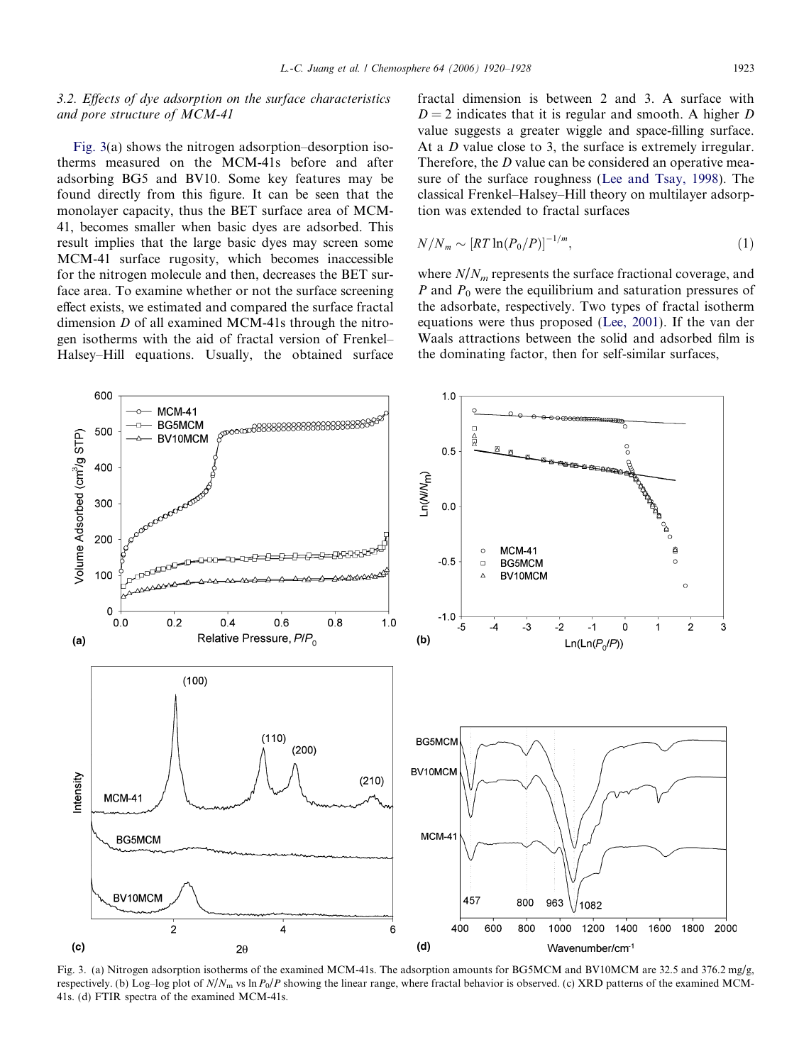### 3.2. Effects of dye adsorption on the surface characteristics and pore structure of MCM-41

Fig. 3(a) shows the nitrogen adsorption–desorption isotherms measured on the MCM-41s before and after adsorbing BG5 and BV10. Some key features may be found directly from this figure. It can be seen that the monolayer capacity, thus the BET surface area of MCM-41, becomes smaller when basic dyes are adsorbed. This result implies that the large basic dyes may screen some MCM-41 surface rugosity, which becomes inaccessible for the nitrogen molecule and then, decreases the BET surface area. To examine whether or not the surface screening effect exists, we estimated and compared the surface fractal dimension $D$ of all examined MCM-41s through the nitrogen isotherms with the aid of fractal version of Frenkel–Halsey–Hill equations. Usually, the obtained surface fractal dimension is between 2 and 3. A surface with $D = 2$ indicates that it is regular and smooth. A higher $D$ value suggests a greater wiggle and space-filling surface. At a $D$ value close to 3, the surface is extremely irregular. Therefore, the $D$ value can be considered an operative measure of the surface roughness (Lee and Tsay, 1998). The classical Frenkel–Halsey–Hill theory on multilayer adsorption was extended to fractal surfaces

$$N/N_m \sim [RT\ln(P_0/P)]^{-1/m}, \tag{1}$$

where $N/N_m$ represents the surface fractional coverage, and $P$ and $P_0$ were the equilibrium and saturation pressures of the adsorbate, respectively. Two types of fractal isotherm equations were thus proposed (Lee, 2001). If the van der Waals attractions between the solid and adsorbed film is the dominating factor, then for self-similar surfaces,

Fig. 3. (a) Nitrogen adsorption isotherms of the examined MCM-41s. The adsorption amounts for BG5MCM and BV10MCM are 32.5 and 376.2 mg/g, respectively. (b) Log–log plot of $N/N_m$ vs $\ln P_0/P$ showing the linear range, where fractal behavior is observed. (c) XRD patterns of the examined MCM-41s. (d) FTIR spectra of the examined MCM-41s.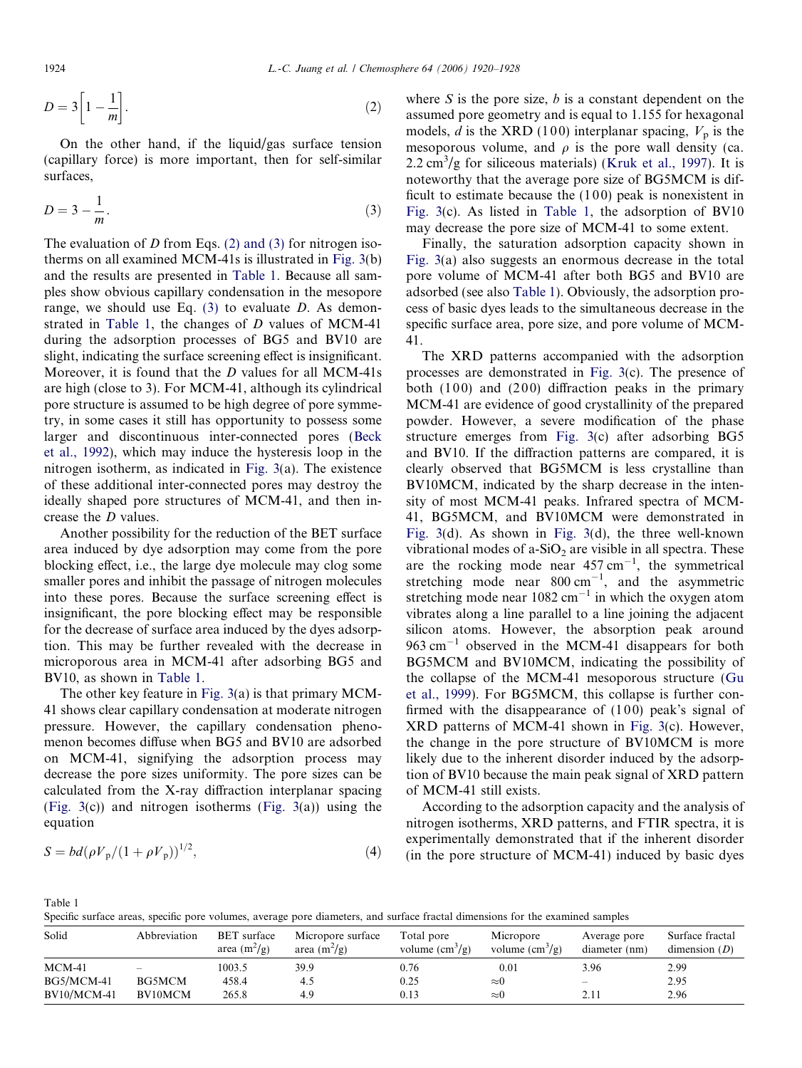$$D = 3\left[1 - \frac{1}{m}\right]. \tag{2}$$

On the other hand, if the liquid/gas surface tension (capillary force) is more important, then for self-similar surfaces,

$$D = 3 - \frac{1}{m}. \tag{3}$$

The evaluation of $D$ from Eqs. (2) and (3) for nitrogen isotherms on all examined MCM-41s is illustrated in Fig. 3(b) and the results are presented in Table 1. Because all samples show obvious capillary condensation in the mesopore range, we should use Eq. (3) to evaluate $D$. As demonstrated in Table 1, the changes of $D$ values of MCM-41 during the adsorption processes of BG5 and BV10 are slight, indicating the surface screening effect is insignificant. Moreover, it is found that the $D$ values for all MCM-41s are high (close to 3). For MCM-41, although its cylindrical pore structure is assumed to be high degree of pore symmetry, in some cases it still has opportunity to possess some larger and discontinuous inter-connected pores (Beck et al., 1992), which may induce the hysteresis loop in the nitrogen isotherm, as indicated in Fig. 3(a). The existence of these additional inter-connected pores may destroy the ideally shaped pore structures of MCM-41, and then increase the $D$ values.

Another possibility for the reduction of the BET surface area induced by dye adsorption may come from the pore blocking effect, i.e., the large dye molecule may clog some smaller pores and inhibit the passage of nitrogen molecules into these pores. Because the surface screening effect is insignificant, the pore blocking effect may be responsible for the decrease of surface area induced by the dyes adsorption. This may be further revealed with the decrease in microporous area in MCM-41 after adsorbing BG5 and BV10, as shown in Table 1.

The other key feature in Fig. 3(a) is that primary MCM-41 shows clear capillary condensation at moderate nitrogen pressure. However, the capillary condensation phenomenon becomes diffuse when BG5 and BV10 are adsorbed on MCM-41, signifying the adsorption process may decrease the pore sizes uniformity. The pore sizes can be calculated from the X-ray diffraction interplanar spacing (Fig. 3(c)) and nitrogen isotherms (Fig. 3(a)) using the equation

$$S = bd(\rho V_p/(1 + \rho V_p))^{1/2}, \tag{4}$$

where $S$ is the pore size, $b$ is a constant dependent on the assumed pore geometry and is equal to 1.155 for hexagonal models, $d$ is the XRD (100) interplanar spacing, $V_p$ is the mesoporous volume, and $\rho$ is the pore wall density (ca. 2.2 $cm^3/g$ for siliceous materials) (Kruk et al., 1997). It is noteworthy that the average pore size of BG5MCM is difficult to estimate because the (100) peak is nonexistent in Fig. 3(c). As listed in Table 1, the adsorption of BV10 may decrease the pore size of MCM-41 to some extent.

Finally, the saturation adsorption capacity shown in Fig. 3(a) also suggests an enormous decrease in the total pore volume of MCM-41 after both BG5 and BV10 are adsorbed (see also Table 1). Obviously, the adsorption process of basic dyes leads to the simultaneous decrease in the specific surface area, pore size, and pore volume of MCM-41.

The XRD patterns accompanied with the adsorption processes are demonstrated in Fig. 3(c). The presence of both (100) and (200) diffraction peaks in the primary MCM-41 are evidence of good crystallinity of the prepared powder. However, a severe modification of the phase structure emerges from Fig. 3(c) after adsorbing BG5 and BV10. If the diffraction patterns are compared, it is clearly observed that BG5MCM is less crystalline than BV10MCM, indicated by the sharp decrease in the intensity of most MCM-41 peaks. Infrared spectra of MCM-41, BG5MCM, and BV10MCM were demonstrated in Fig. 3(d). As shown in Fig. 3(d), the three well-known vibrational modes of a-$SiO_2$ are visible in all spectra. These are the rocking mode near 457 $cm^{-1}$, the symmetrical stretching mode near 800 $cm^{-1}$, and the asymmetric stretching mode near 1082 $cm^{-1}$ in which the oxygen atom vibrates along a line parallel to a line joining the adjacent silicon atoms. However, the absorption peak around 963 $cm^{-1}$ observed in the MCM-41 disappears for both BG5MCM and BV10MCM, indicating the possibility of the collapse of the MCM-41 mesoporous structure (Gu et al., 1999). For BG5MCM, this collapse is further confirmed with the disappearance of (100) peak's signal of XRD patterns of MCM-41 shown in Fig. 3(c). However, the change in the pore structure of BV10MCM is more likely due to the inherent disorder induced by the adsorption of BV10 because the main peak signal of XRD pattern of MCM-41 still exists.

According to the adsorption capacity and the analysis of nitrogen isotherms, XRD patterns, and FTIR spectra, it is experimentally demonstrated that if the inherent disorder (in the pore structure of MCM-41) induced by basic dyes

Table 1
Specific surface areas, specific pore volumes, average pore diameters, and surface fractal dimensions for the examined samples

| Solid | Abbreviation | BET surface area ($m^2/g$) | Micropore surface area ($m^2/g$) | Total pore volume ($cm^3/g$) | Micropore volume ($cm^3/g$) | Average pore diameter (nm) | Surface fractal dimension ($D$) |
|---|---|---|---|---|---|---|---|
| MCM-41 | – | 1003.5 | 39.9 | 0.76 | 0.01 | 3.96 | 2.99 |
| BG5/MCM-41 | BG5MCM | 458.4 | 4.5 | 0.25 | ≈0 | – | 2.95 |
| BV10/MCM-41 | BV10MCM | 265.8 | 4.9 | 0.13 | ≈0 | 2.11 | 2.96 |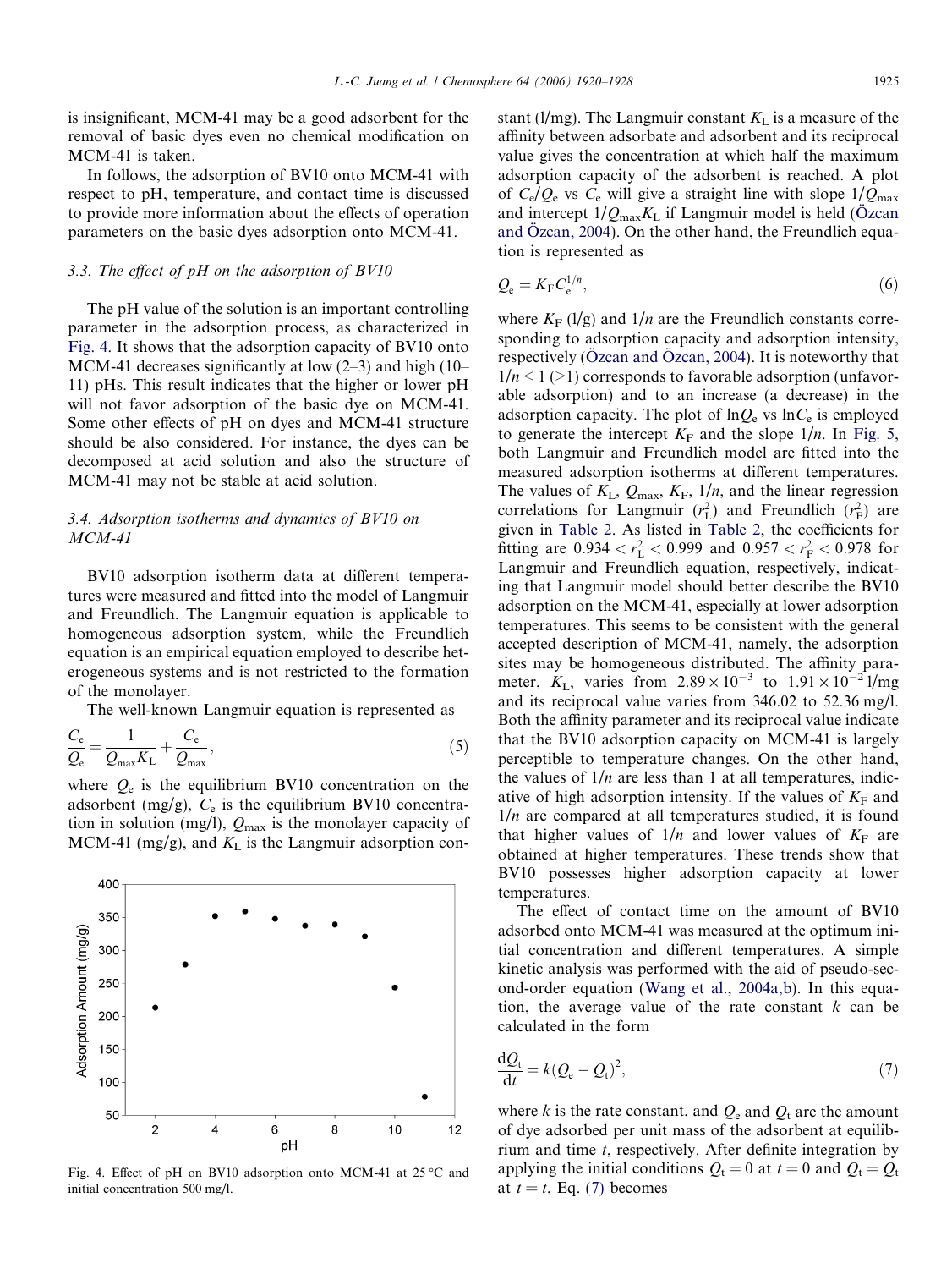is insignificant, MCM-41 may be a good adsorbent for the removal of basic dyes even no chemical modification on MCM-41 is taken.

In follows, the adsorption of BV10 onto MCM-41 with respect to pH, temperature, and contact time is discussed to provide more information about the effects of operation parameters on the basic dyes adsorption onto MCM-41.

### 3.3. The effect of pH on the adsorption of BV10

The pH value of the solution is an important controlling parameter in the adsorption process, as characterized in Fig. 4. It shows that the adsorption capacity of BV10 onto MCM-41 decreases significantly at low (2–3) and high (10–11) pHs. This result indicates that the higher or lower pH will not favor adsorption of the basic dye on MCM-41. Some other effects of pH on dyes and MCM-41 structure should be also considered. For instance, the dyes can be decomposed at acid solution and also the structure of MCM-41 may not be stable at acid solution.

### 3.4. Adsorption isotherms and dynamics of BV10 on MCM-41

BV10 adsorption isotherm data at different temperatures were measured and fitted into the model of Langmuir and Freundlich. The Langmuir equation is applicable to homogeneous adsorption system, while the Freundlich equation is an empirical equation employed to describe heterogeneous systems and is not restricted to the formation of the monolayer.

The well-known Langmuir equation is represented as

$$\frac{C_e}{Q_e} = \frac{1}{Q_{max}K_L} + \frac{C_e}{Q_{max}}, \tag{5}$$

where $Q_e$ is the equilibrium BV10 concentration on the adsorbent (mg/g), $C_e$ is the equilibrium BV10 concentration in solution (mg/l), $Q_{max}$ is the monolayer capacity of MCM-41 (mg/g), and $K_L$ is the Langmuir adsorption constant (l/mg). The Langmuir constant $K_L$ is a measure of the affinity between adsorbate and adsorbent and its reciprocal value gives the concentration at which half the maximum adsorption capacity of the adsorbent is reached. A plot of $C_e/Q_e$ vs $C_e$ will give a straight line with slope $1/Q_{max}$ and intercept $1/Q_{max}K_L$ if Langmuir model is held (Özcan and Özcan, 2004). On the other hand, the Freundlich equation is represented as

$$Q_e = K_F C_e^{1/n}, \tag{6}$$

where $K_F$ (l/g) and $1/n$ are the Freundlich constants corresponding to adsorption capacity and adsorption intensity, respectively (Özcan and Özcan, 2004). It is noteworthy that $1/n < 1$ ($>1$) corresponds to favorable adsorption (unfavorable adsorption) and to an increase (a decrease) in the adsorption capacity. The plot of $\ln Q_e$ vs $\ln C_e$ is employed to generate the intercept $K_F$ and the slope $1/n$. In Fig. 5, both Langmuir and Freundlich model are fitted into the measured adsorption isotherms at different temperatures. The values of $K_L$, $Q_{max}$, $K_F$, $1/n$, and the linear regression correlations for Langmuir ($r_L^2$) and Freundlich ($r_F^2$) are given in Table 2. As listed in Table 2, the coefficients for fitting are $0.934 < r_L^2 < 0.999$ and $0.957 < r_F^2 < 0.978$ for Langmuir and Freundlich equation, respectively, indicating that Langmuir model should better describe the BV10 adsorption on the MCM-41, especially at lower adsorption temperatures. This seems to be consistent with the general accepted description of MCM-41, namely, the adsorption sites may be homogeneous distributed. The affinity parameter, $K_L$, varies from $2.89 \times 10^{-3}$ to $1.91 \times 10^{-2}$ l/mg and its reciprocal value varies from 346.02 to 52.36 mg/l. Both the affinity parameter and its reciprocal value indicate that the BV10 adsorption capacity on MCM-41 is largely perceptible to temperature changes. On the other hand, the values of $1/n$ are less than 1 at all temperatures, indicative of high adsorption intensity. If the values of $K_F$ and $1/n$ are compared at all temperatures studied, it is found that higher values of $1/n$ and lower values of $K_F$ are obtained at higher temperatures. These trends show that BV10 possesses higher adsorption capacity at lower temperatures.

Fig. 4. Effect of pH on BV10 adsorption onto MCM-41 at 25 °C and initial concentration 500 mg/l.

The effect of contact time on the amount of BV10 adsorbed onto MCM-41 was measured at the optimum initial concentration and different temperatures. A simple kinetic analysis was performed with the aid of pseudo-second-order equation (Wang et al., 2004a,b). In this equation, the average value of the rate constant $k$ can be calculated in the form

$$\frac{dQ_t}{dt} = k(Q_e - Q_t)^2, \tag{7}$$

where $k$ is the rate constant, and $Q_e$ and $Q_t$ are the amount of dye adsorbed per unit mass of the adsorbent at equilibrium and time $t$, respectively. After definite integration by applying the initial conditions $Q_t = 0$ at $t = 0$ and $Q_t = Q_t$ at $t = t$, Eq. (7) becomes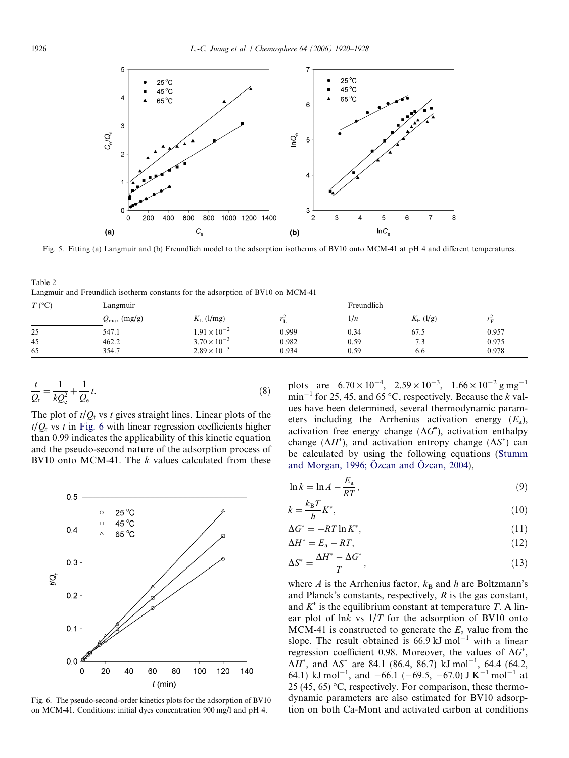Fig. 5. Fitting (a) Langmuir and (b) Freundlich model to the adsorption isotherms of BV10 onto MCM-41 at pH 4 and different temperatures.

Table 2
Langmuir and Freundlich isotherm constants for the adsorption of BV10 on MCM-41

| $T$ (°C) | Langmuir | | | Freundlich | | |
|---|---|---|---|---|---|---|
| | $Q_{max}$ (mg/g) | $K_L$ (l/mg) | $r_L^2$ | $1/n$ | $K_F$ (l/g) | $r_F^2$ |
| 25 | 547.1 | $1.91 \times 10^{-2}$ | 0.999 | 0.34 | 67.5 | 0.957 |
| 45 | 462.2 | $3.70 \times 10^{-3}$ | 0.982 | 0.59 | 7.3 | 0.975 |
| 65 | 354.7 | $2.89 \times 10^{-3}$ | 0.934 | 0.59 | 6.6 | 0.978 |

$$\frac{t}{Q_t} = \frac{1}{kQ_e^2} + \frac{1}{Q_e}t. \tag{8}$$

The plot of $t/Q_t$ vs $t$ gives straight lines. Linear plots of the $t/Q_t$ vs $t$ in Fig. 6 with linear regression coefficients higher than 0.99 indicates the applicability of this kinetic equation and the pseudo-second nature of the adsorption process of BV10 onto MCM-41. The $k$ values calculated from these plots are $6.70 \times 10^{-4}$, $2.59 \times 10^{-3}$, $1.66 \times 10^{-2}$ g mg$^{-1}$ min$^{-1}$ for 25, 45, and 65 °C, respectively. Because the $k$ values have been determined, several thermodynamic parameters including the Arrhenius activation energy ($E_a$), activation free energy change ($\Delta G^*$), activation enthalpy change ($\Delta H^*$), and activation entropy change ($\Delta S^*$) can be calculated by using the following equations (Stumm and Morgan, 1996; Özcan and Özcan, 2004),

$$\ln k = \ln A - \frac{E_a}{RT}, \tag{9}$$

$$k = \frac{k_B T}{h} K^*, \tag{10}$$

$$\Delta G^* = -RT \ln K^*, \tag{11}$$

$$\Delta H^* = E_a - RT, \tag{12}$$

$$\Delta S^* = \frac{\Delta H^* - \Delta G^*}{T}, \tag{13}$$

where $A$ is the Arrhenius factor, $k_B$ and $h$ are Boltzmann's and Planck's constants, respectively, $R$ is the gas constant, and $K^*$ is the equilibrium constant at temperature $T$. A linear plot of $\ln k$ vs $1/T$ for the adsorption of BV10 onto MCM-41 is constructed to generate the $E_a$ value from the slope. The result obtained is 66.9 kJ mol$^{-1}$ with a linear regression coefficient 0.98. Moreover, the values of $\Delta G^*$, $\Delta H^*$, and $\Delta S^*$ are 84.1 (86.4, 86.7) kJ mol$^{-1}$, 64.4 (64.2, 64.1) kJ mol$^{-1}$, and −66.1 (−69.5, −67.0) J K$^{-1}$ mol$^{-1}$ at 25 (45, 65) °C, respectively. For comparison, these thermodynamic parameters are also estimated for BV10 adsorption on both Ca-Mont and activated carbon at conditions

Fig. 6. The pseudo-second-order kinetics plots for the adsorption of BV10 on MCM-41. Conditions: initial dyes concentration 900 mg/l and pH 4.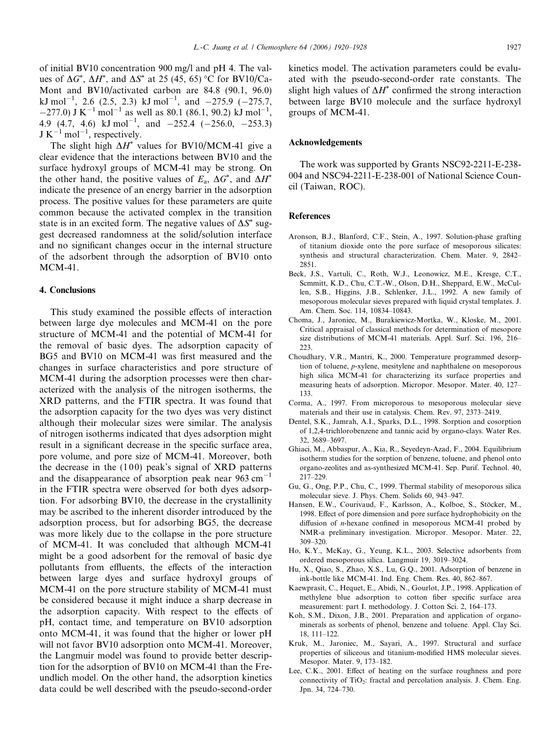of initial BV10 concentration 900 mg/l and pH 4. The values of $\Delta G^*$, $\Delta H^*$, and $\Delta S^*$ at 25 (45, 65) °C for BV10/Ca-Mont and BV10/activated carbon are 84.8 (90.1, 96.0) kJ $mol^{-1}$, 2.6 (2.5, 2.3) kJ $mol^{-1}$, and −275.9 (−275.7, −277.0) J $K^{-1}$ $mol^{-1}$ as well as 80.1 (86.1, 90.2) kJ $mol^{-1}$, 4.9 (4.7, 4.6) kJ $mol^{-1}$, and −252.4 (−256.0, −253.3) J $K^{-1}$ $mol^{-1}$, respectively.

The slight high $\Delta H^*$ values for BV10/MCM-41 give a clear evidence that the interactions between BV10 and the surface hydroxyl groups of MCM-41 may be strong. On the other hand, the positive values of $E_a$, $\Delta G^*$, and $\Delta H^*$ indicate the presence of an energy barrier in the adsorption process. The positive values for these parameters are quite common because the activated complex in the transition state is in an excited form. The negative values of $\Delta S^*$ suggest decreased randomness at the solid/solution interface and no significant changes occur in the internal structure of the adsorbent through the adsorption of BV10 onto MCM-41.

## 4. Conclusions

This study examined the possible effects of interaction between large dye molecules and MCM-41 on the pore structure of MCM-41 and the potential of MCM-41 for the removal of basic dyes. The adsorption capacity of BG5 and BV10 on MCM-41 was first measured and the changes in surface characteristics and pore structure of MCM-41 during the adsorption processes were then characterized with the analysis of the nitrogen isotherms, the XRD patterns, and the FTIR spectra. It was found that the adsorption capacity for the two dyes was very distinct although their molecular sizes were similar. The analysis of nitrogen isotherms indicated that dyes adsorption might result in a significant decrease in the specific surface area, pore volume, and pore size of MCM-41. Moreover, both the decrease in the (100) peak's signal of XRD patterns and the disappearance of absorption peak near 963 $cm^{-1}$ in the FTIR spectra were observed for both dyes adsorption. For adsorbing BV10, the decrease in the crystallinity may be ascribed to the inherent disorder introduced by the adsorption process, but for adsorbing BG5, the decrease was more likely due to the collapse in the pore structure of MCM-41. It was concluded that although MCM-41 might be a good adsorbent for the removal of basic dye pollutants from effluents, the effects of the interaction between large dyes and surface hydroxyl groups of MCM-41 on the pore structure stability of MCM-41 must be considered because it might induce a sharp decrease in the adsorption capacity. With respect to the effects of pH, contact time, and temperature on BV10 adsorption onto MCM-41, it was found that the higher or lower pH will not favor BV10 adsorption onto MCM-41. Moreover, the Langmuir model was found to provide better description for the adsorption of BV10 on MCM-41 than the Freundlich model. On the other hand, the adsorption kinetics data could be well described with the pseudo-second-order kinetics model. The activation parameters could be evaluated with the pseudo-second-order rate constants. The slight high values of $\Delta H^*$ confirmed the strong interaction between large BV10 molecule and the surface hydroxyl groups of MCM-41.

## Acknowledgements

The work was supported by Grants NSC92-2211-E-238-004 and NSC94-2211-E-238-001 of National Science Council (Taiwan, ROC).

## References

Aronson, B.J., Blanford, C.F., Stein, A., 1997. Solution-phase grafting of titanium dioxide onto the pore surface of mesoporous silicates: synthesis and structural characterization. Chem. Mater. 9, 2842–2851.

Beck, J.S., Vartuli, C., Roth, W.J., Leonowicz, M.E., Kresge, C.T., Scmmitt, K.D., Chu, C.T.-W., Olson, D.H., Sheppard, E.W., McCullen, S.B., Higgins, J.B., Schlenker, J.L., 1992. A new family of mesoporous molecular sieves prepared with liquid crystal templates. J. Am. Chem. Soc. 114, 10834–10843.

Choma, J., Jaroniec, M., Burakiewicz-Mortka, W., Kloske, M., 2001. Critical appraisal of classical methods for determination of mesopore size distributions of MCM-41 materials. Appl. Surf. Sci. 196, 216–223.

Choudhary, V.R., Mantri, K., 2000. Temperature programmed desorption of toluene, p-xylene, mesitylene and naphthalene on mesoporous high silica MCM-41 for characterizing its surface properties and measuring heats of adsorption. Micropor. Mesopor. Mater. 40, 127–133.

Corma, A., 1997. From microporous to mesoporous molecular sieve materials and their use in catalysis. Chem. Rev. 97, 2373–2419.

Dentel, S.K., Jamrah, A.I., Sparks, D.L., 1998. Sorption and cosorption of 1,2,4-trichlorobenzene and tannic acid by organo-clays. Water Res. 32, 3689–3697.

Ghiaci, M., Abbaspur, A., Kia, R., Seyedeyn-Azad, F., 2004. Equilibrium isotherm studies for the sorption of benzene, toluene, and phenol onto organo-zeolites and as-synthesized MCM-41. Sep. Purif. Technol. 40, 217–229.

Gu, G., Ong, P.P., Chu, C., 1999. Thermal stability of mesoporous silica molecular sieve. J. Phys. Chem. Solids 60, 943–947.

Hansen, E.W., Courivaud, F., Karlsson, A., Kolboe, S., Stöcker, M., 1998. Effect of pore dimension and pore surface hydrophobicity on the diffusion of n-hexane confined in mesoporous MCM-41 probed by NMR-a preliminary investigation. Micropor. Mesopor. Mater. 22, 309–320.

Ho, K.Y., McKay, G., Yeung, K.L., 2003. Selective adsorbents from ordered mesoporous silica. Langmuir 19, 3019–3024.

Hu, X., Qiao, S., Zhao, X.S., Lu, G.Q., 2001. Adsorption of benzene in ink-bottle like MCM-41. Ind. Eng. Chem. Res. 40, 862–867.

Kaewprasit, C., Hequet, E., Abidi, N., Gourlot, J.P., 1998. Application of methylene blue adsorption to cotton fiber specific surface area measurement: part I. methodology. J. Cotton Sci. 2, 164–173.

Koh, S.M., Dixon, J.B., 2001. Preparation and application of organo-minerals as sorbents of phenol, benzene and toluene. Appl. Clay Sci. 18, 111–122.

Kruk, M., Jaroniec, M., Sayari, A., 1997. Structural and surface properties of siliceous and titanium-modified HMS molecular sieves. Mesopor. Mater. 9, 173–182.

Lee, C.K., 2001. Effect of heating on the surface roughness and pore connectivity of $TiO_2$: fractal and percolation analysis. J. Chem. Eng. Jpn. 34, 724–730.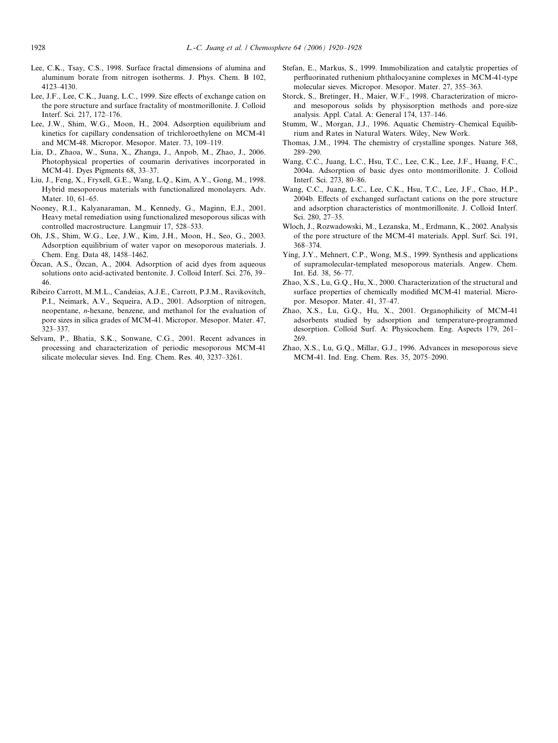Lee, C.K., Tsay, C.S., 1998. Surface fractal dimensions of alumina and aluminum borate from nitrogen isotherms. J. Phys. Chem. B 102, 4123–4130.

Lee, J.F., Lee, C.K., Juang, L.C., 1999. Size effects of exchange cation on the pore structure and surface fractality of montmorillonite. J. Colloid Interf. Sci. 217, 172–176.

Lee, J.W., Shim, W.G., Moon, H., 2004. Adsorption equilibrium and kinetics for capillary condensation of trichloroethylene on MCM-41 and MCM-48. Micropor. Mesopor. Mater. 73, 109–119.

Lia, D., Zhaoa, W., Suna, X., Zhanga, J., Anpob, M., Zhao, J., 2006. Photophysical properties of coumarin derivatives incorporated in MCM-41. Dyes Pigments 68, 33–37.

Liu, J., Feng, X., Fryxell, G.E., Wang, L.Q., Kim, A.Y., Gong, M., 1998. Hybrid mesoporous materials with functionalized monolayers. Adv. Mater. 10, 61–65.

Nooney, R.I., Kalyanaraman, M., Kennedy, G., Maginn, E.J., 2001. Heavy metal remediation using functionalized mesoporous silicas with controlled macrostructure. Langmuir 17, 528–533.

Oh, J.S., Shim, W.G., Lee, J.W., Kim, J.H., Moon, H., Seo, G., 2003. Adsorption equilibrium of water vapor on mesoporous materials. J. Chem. Eng. Data 48, 1458–1462.

Özcan, A.S., Özcan, A., 2004. Adsorption of acid dyes from aqueous solutions onto acid-activated bentonite. J. Colloid Interf. Sci. 276, 39–46.

Ribeiro Carrott, M.M.L., Candeias, A.J.E., Carrott, P.J.M., Ravikovitch, P.I., Neimark, A.V., Sequeira, A.D., 2001. Adsorption of nitrogen, neopentane, *n*-hexane, benzene, and methanol for the evaluation of pore sizes in silica grades of MCM-41. Micropor. Mesopor. Mater. 47, 323–337.

Selvam, P., Bhatia, S.K., Sonwane, C.G., 2001. Recent advances in processing and characterization of periodic mesoporous MCM-41 silicate molecular sieves. Ind. Eng. Chem. Res. 40, 3237–3261.

Stefan, E., Markus, S., 1999. Immobilization and catalytic properties of perfluorinated ruthenium phthalocyanine complexes in MCM-41-type molecular sieves. Micropor. Mesopor. Mater. 27, 355–363.

Storck, S., Bretinger, H., Maier, W.F., 1998. Characterization of micro- and mesoporous solids by physisorption methods and pore-size analysis. Appl. Catal. A: General 174, 137–146.

Stumm, W., Morgan, J.J., 1996. Aquatic Chemistry–Chemical Equilibrium and Rates in Natural Waters. Wiley, New Work.

Thomas, J.M., 1994. The chemistry of crystalline sponges. Nature 368, 289–290.

Wang, C.C., Juang, L.C., Hsu, T.C., Lee, C.K., Lee, J.F., Huang, F.C., 2004a. Adsorption of basic dyes onto montmorillonite. J. Colloid Interf. Sci. 273, 80–86.

Wang, C.C., Juang, L.C., Lee, C.K., Hsu, T.C., Lee, J.F., Chao, H.P., 2004b. Effects of exchanged surfactant cations on the pore structure and adsorption characteristics of montmorillonite. J. Colloid Interf. Sci. 280, 27–35.

Wloch, J., Rozwadowski, M., Lezanska, M., Erdmann, K., 2002. Analysis of the pore structure of the MCM-41 materials. Appl. Surf. Sci. 191, 368–374.

Ying, J.Y., Mehnert, C.P., Wong, M.S., 1999. Synthesis and applications of supramolecular-templated mesoporous materials. Angew. Chem. Int. Ed. 38, 56–77.

Zhao, X.S., Lu, G.Q., Hu, X., 2000. Characterization of the structural and surface properties of chemically modified MCM-41 material. Micropor. Mesopor. Mater. 41, 37–47.

Zhao, X.S., Lu, G.Q., Hu, X., 2001. Organophilicity of MCM-41 adsorbents studied by adsorption and temperature-programmed desorption. Colloid Surf. A: Physicochem. Eng. Aspects 179, 261–269.

Zhao, X.S., Lu, G.Q., Millar, G.J., 1996. Advances in mesoporous sieve MCM-41. Ind. Eng. Chem. Res. 35, 2075–2090.